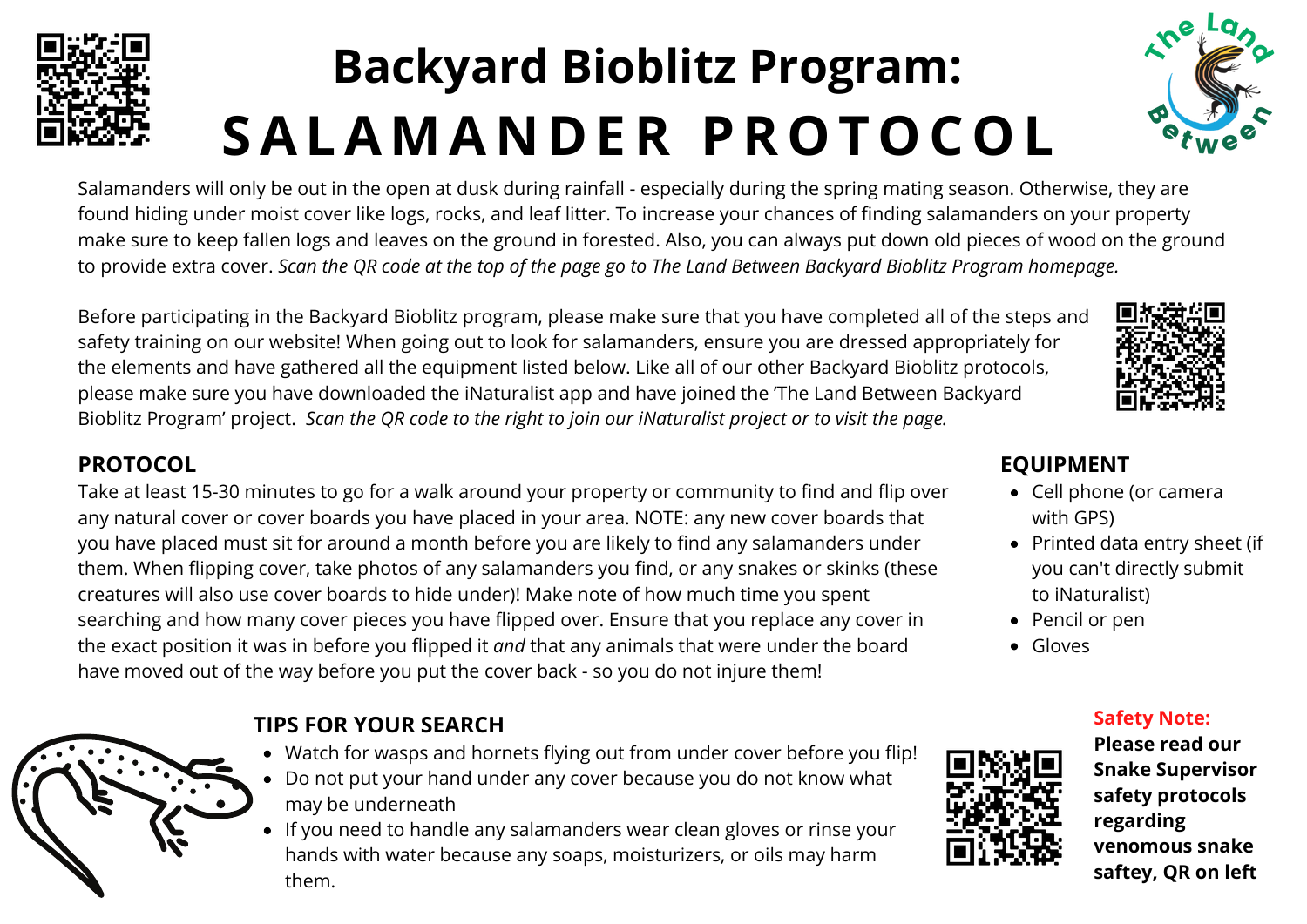# Backyard Bioblitz Program: SALAMANDER PROTOCOL

Salamanders will only be out in the open at dusk during rainfall - especially during the spring mating season. Otherwise, they are found hiding under moist cover like logs, rocks, and leaf litter. To increase your chances of finding salamanders on your property make sure to keep fallen logs and leaves on the ground in forested. Also, you can always put down old pieces of wood on the ground to provide extra cover. *Scan the QR code at the top of the page go to The Land Between Backyard Bioblitz Program homepage.*

Before participating in the Backyard Bioblitz program, please make sure that you have completed all of the steps and safety training on our website! When going out to look for salamanders, ensure you are dressed appropriately for the elements and have gathered all the equipment listed below. Like all of our other Backyard Bioblitz protocols, please make sure you have downloaded the iNaturalist app and have joined the 'The Land Between Backyard Bioblitz Program' project. *Scan the QR code to the right to join our iNaturalist project or to visit the page.*

## PROTOCOL

Take at least 15-30 minutes to go for a walk around your property or community to find and flip over any natural cover or cover boards you have placed in your area. NOTE: any new cover boards that you have placed must sit for around a month before you are likely to find any salamanders under them. When flipping cover, take photos of any salamanders you find, or any snakes or skinks (these creatures will also use cover boards to hide under)! Make note of how much time you spent searching and how many cover pieces you have flipped over. Ensure that you replace any cover in the exact position it was in before you flipped it *and* that any animals that were under the board have moved out of the way before you put the cover back - so you do not injure them!

## EQUIPMENT

- Cell phone (or camera with GPS)
- Printed data entry sheet (if you can't directly submit to iNaturalist)
- Pencil or pen
- Gloves

## TIPS FOR YOUR SEARCH

- Watch for wasps and hornets flying out from under cover before you flip!
- Do not put your hand under any cover because you do not know what may be underneath
- If you need to handle any salamanders wear clean gloves or rinse your hands with water because any soaps, moisturizers, or oils may harm them.

**Safety Note:**
**Please read our Snake Supervisor safety protocols regarding venomous snake saftey, QR on left**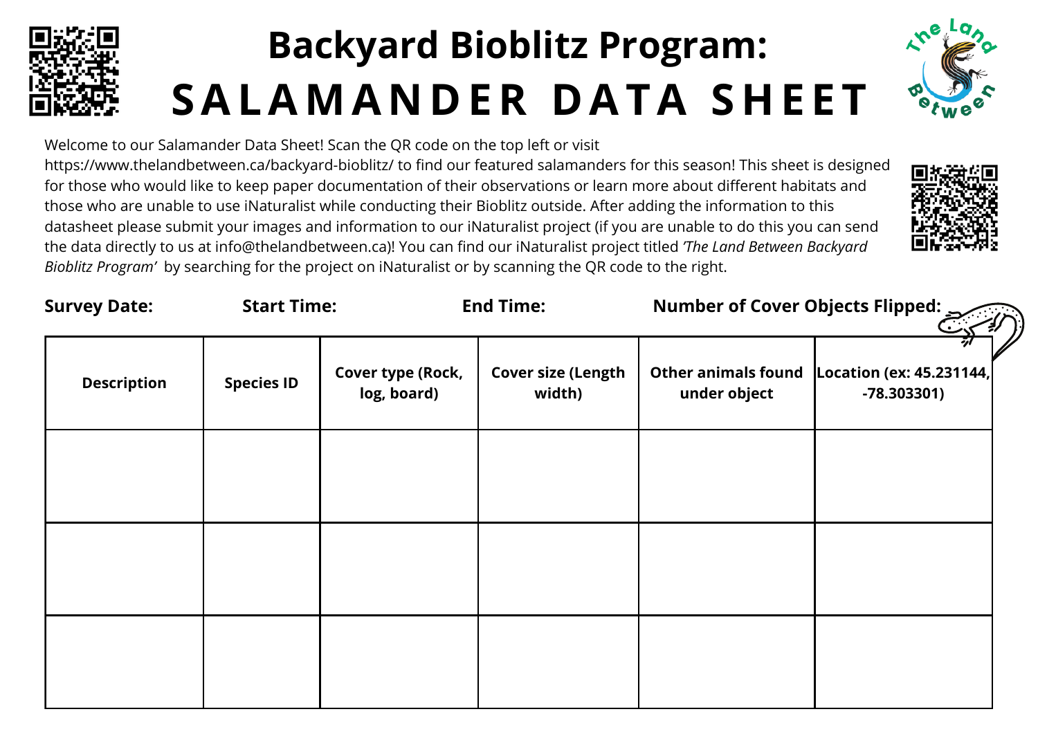# Backyard Bioblitz Program:

# SALAMANDER DATA SHEET

Welcome to our Salamander Data Sheet! Scan the QR code on the top left or visit https://www.thelandbetween.ca/backyard-bioblitz/ to find our featured salamanders for this season! This sheet is designed for those who would like to keep paper documentation of their observations or learn more about different habitats and those who are unable to use iNaturalist while conducting their Bioblitz outside. After adding the information to this datasheet please submit your images and information to our iNaturalist project (if you are unable to do this you can send the data directly to us at info@thelandbetween.ca)! You can find our iNaturalist project titled *'The Land Between Backyard Bioblitz Program'* by searching for the project on iNaturalist or by scanning the QR code to the right.

**Survey Date:** **Start Time:** **End Time:** **Number of Cover Objects Flipped:**

| Description | Species ID | Cover type (Rock, log, board) | Cover size (Length width) | Other animals found under object | Location (ex: 45.231144, -78.303301) |
|---|---|---|---|---|---|
| | | | | | |
| | | | | | |
| | | | | | |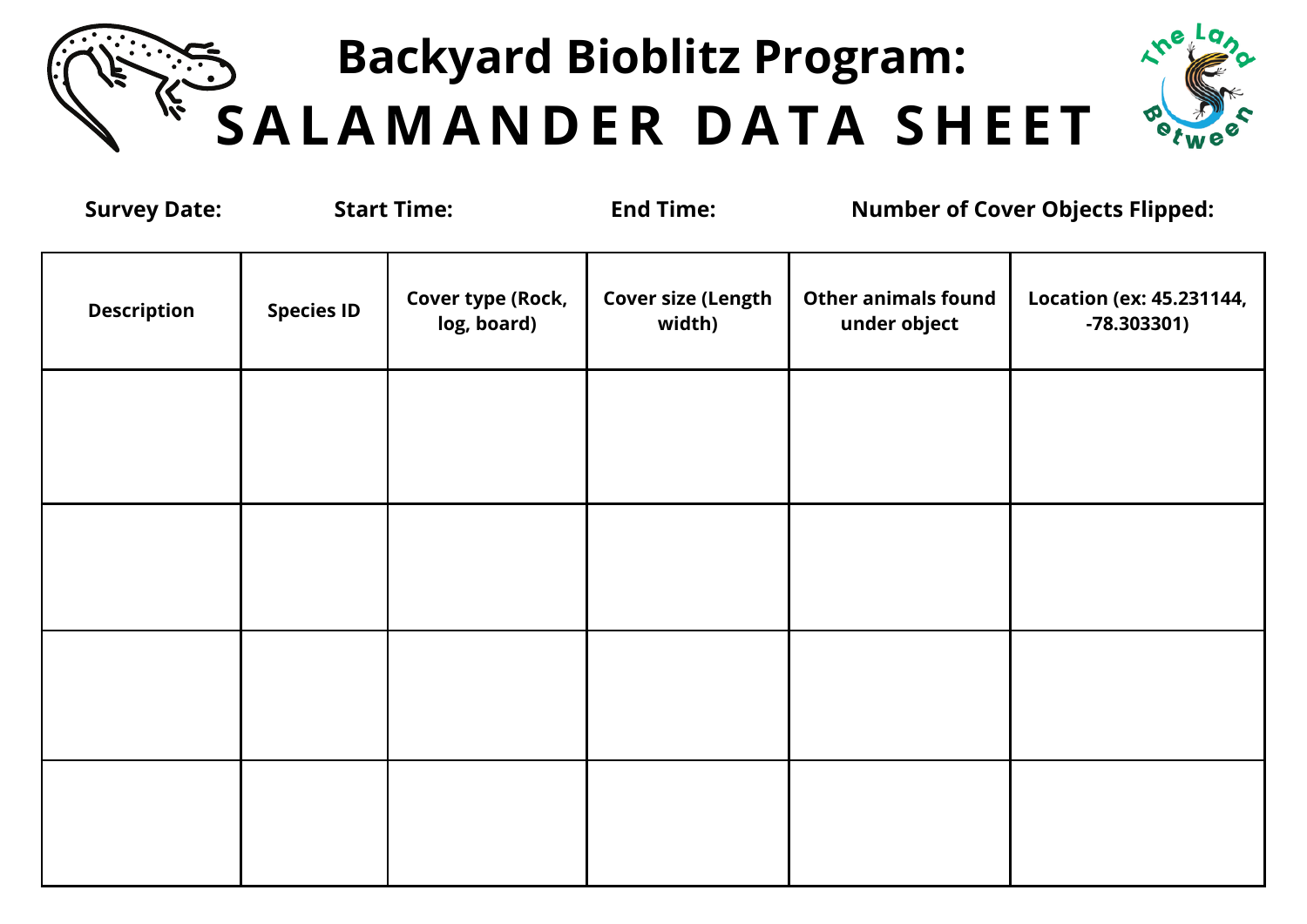# Backyard Bioblitz Program:
# SALAMANDER DATA SHEET

The Land Between

**Survey Date:** **Start Time:** **End Time:** **Number of Cover Objects Flipped:**

| Description | Species ID | Cover type (Rock, log, board) | Cover size (Length width) | Other animals found under object | Location (ex: 45.231144, -78.303301) |
|---|---|---|---|---|---|
| | | | | | |
| | | | | | |
| | | | | | |
| | | | | | |